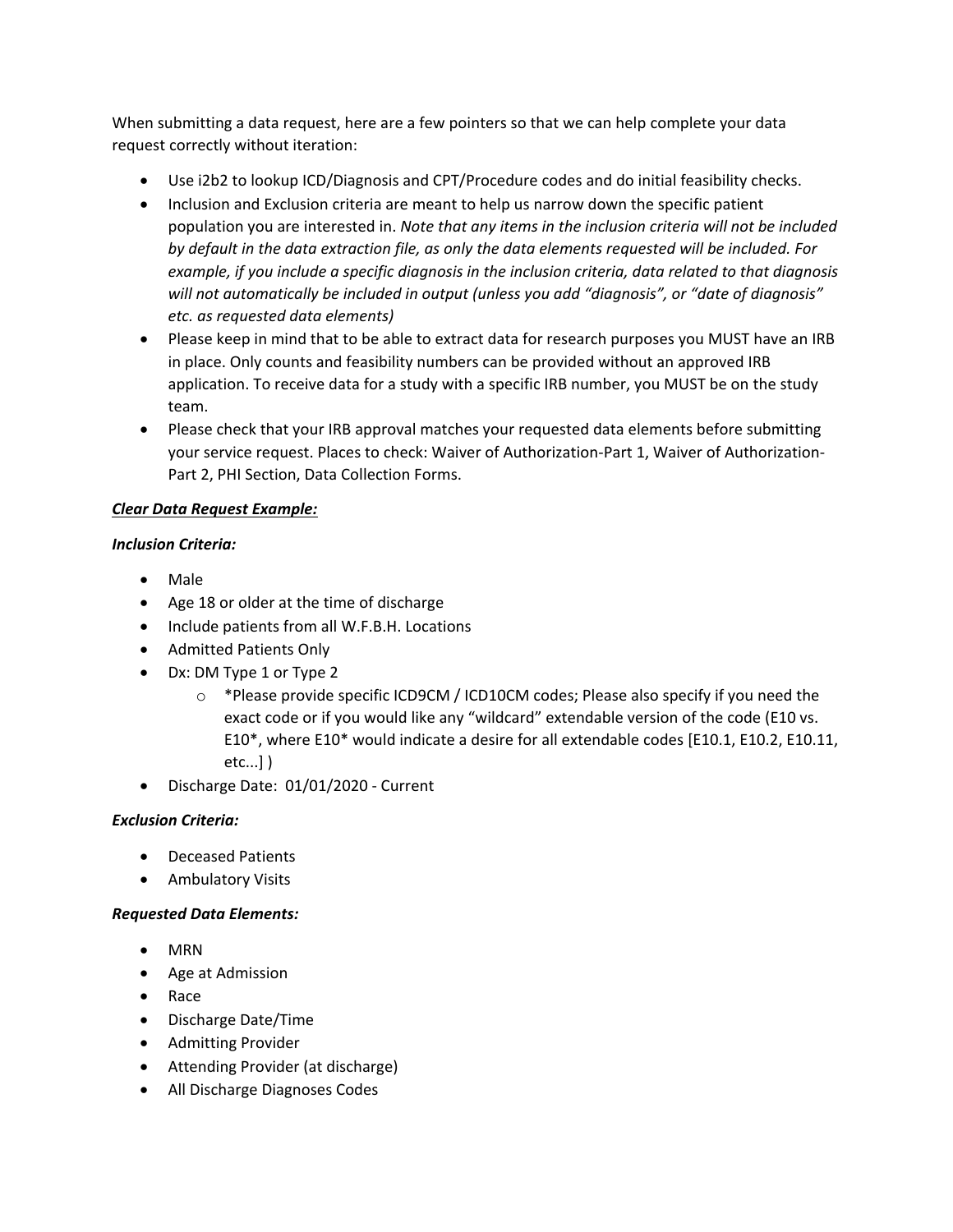When submitting a data request, here are a few pointers so that we can help complete your data request correctly without iteration:

- Use i2b2 to lookup ICD/Diagnosis and CPT/Procedure codes and do initial feasibility checks.
- Inclusion and Exclusion criteria are meant to help us narrow down the specific patient population you are interested in. *Note that any items in the inclusion criteria will not be included by default in the data extraction file, as only the data elements requested will be included. For example, if you include a specific diagnosis in the inclusion criteria, data related to that diagnosis will not automatically be included in output (unless you add "diagnosis", or "date of diagnosis" etc. as requested data elements)*
- Please keep in mind that to be able to extract data for research purposes you MUST have an IRB in place. Only counts and feasibility numbers can be provided without an approved IRB application. To receive data for a study with a specific IRB number, you MUST be on the study team.
- Please check that your IRB approval matches your requested data elements before submitting your service request. Places to check: Waiver of Authorization-Part 1, Waiver of Authorization-Part 2, PHI Section, Data Collection Forms.

***<u>Clear Data Request Example:</u>***

***Inclusion Criteria:***

- Male
- Age 18 or older at the time of discharge
- Include patients from all W.F.B.H. Locations
- Admitted Patients Only
- Dx: DM Type 1 or Type 2
    - *Please provide specific ICD9CM / ICD10CM codes; Please also specify if you need the exact code or if you would like any "wildcard" extendable version of the code (E10 vs. E10*, where E10* would indicate a desire for all extendable codes [E10.1, E10.2, E10.11, etc...] )
- Discharge Date: 01/01/2020 - Current

***Exclusion Criteria:***

- Deceased Patients
- Ambulatory Visits

***Requested Data Elements:***

- MRN
- Age at Admission
- Race
- Discharge Date/Time
- Admitting Provider
- Attending Provider (at discharge)
- All Discharge Diagnoses Codes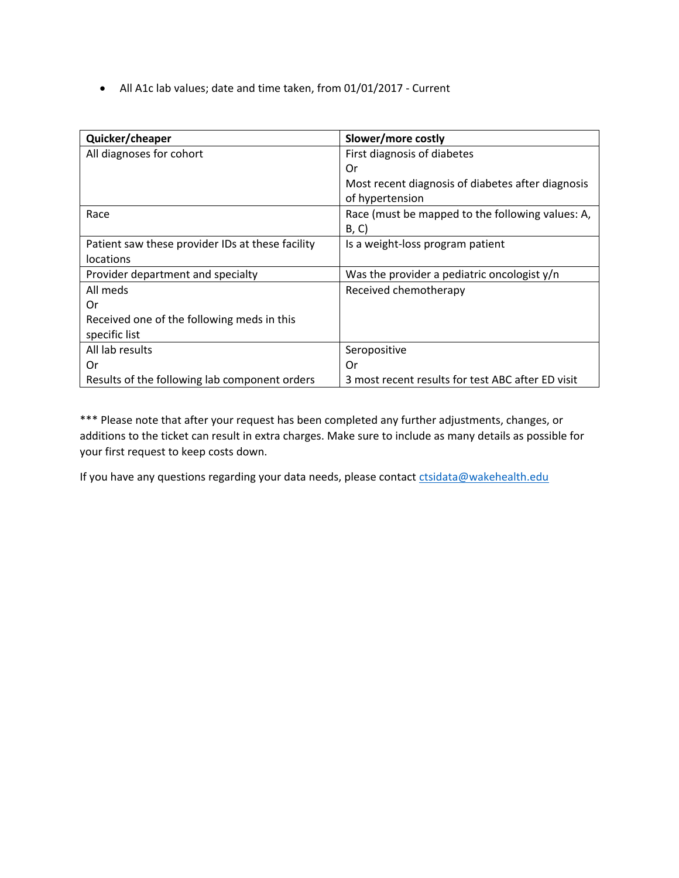- All A1c lab values; date and time taken, from 01/01/2017 - Current

| Quicker/cheaper | Slower/more costly |
| --- | --- |
| All diagnoses for cohort | First diagnosis of diabetes<br>Or<br>Most recent diagnosis of diabetes after diagnosis of hypertension |
| Race | Race (must be mapped to the following values: A, B, C) |
| Patient saw these provider IDs at these facility locations | Is a weight-loss program patient |
| Provider department and specialty | Was the provider a pediatric oncologist y/n |
| All meds<br>Or<br>Received one of the following meds in this specific list | Received chemotherapy |
| All lab results<br>Or<br>Results of the following lab component orders | Seropositive<br>Or<br>3 most recent results for test ABC after ED visit |

*** Please note that after your request has been completed any further adjustments, changes, or additions to the ticket can result in extra charges. Make sure to include as many details as possible for your first request to keep costs down.

If you have any questions regarding your data needs, please contact [ctsidata@wakehealth.edu](mailto:ctsidata@wakehealth.edu)